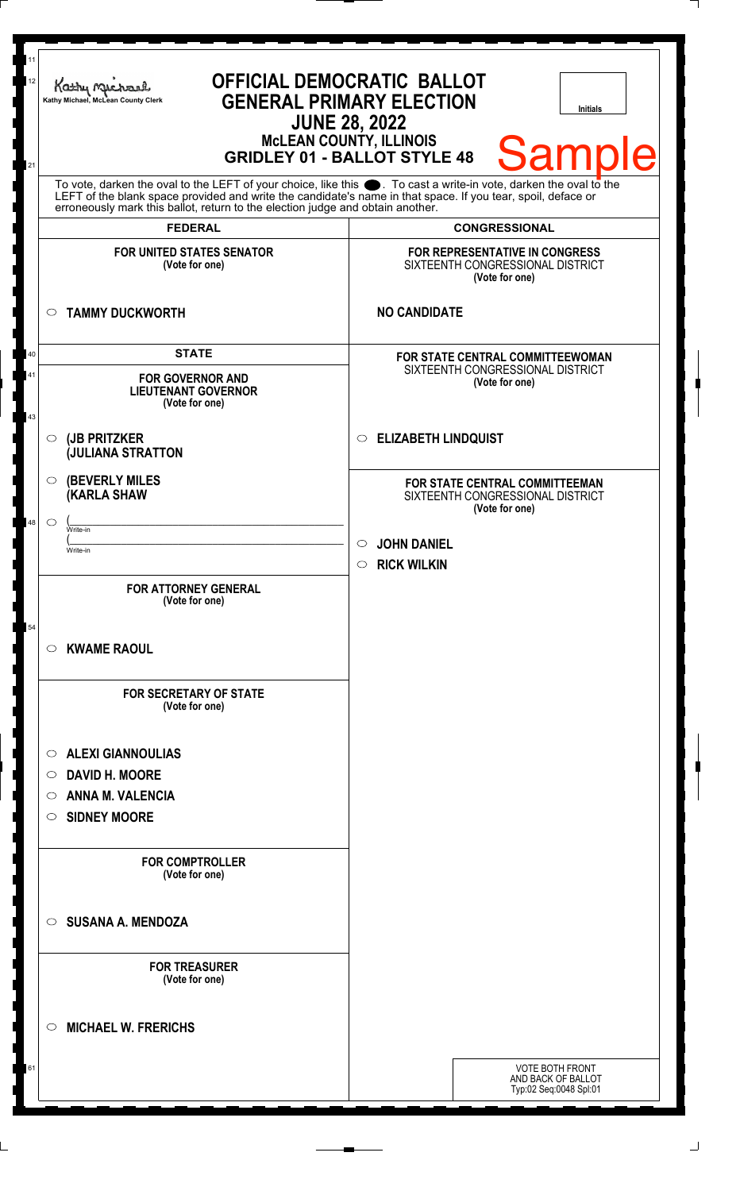Kathy Michael, McLean County Clerk

# OFFICIAL DEMOCRATIC BALLOT
## GENERAL PRIMARY ELECTION
## JUNE 28, 2022
### McLEAN COUNTY, ILLINOIS
### GRIDLEY 01 - BALLOT STYLE 48

Initials

Sample

To vote, darken the oval to the LEFT of your choice, like this ●. To cast a write-in vote, darken the oval to the LEFT of the blank space provided and write the candidate's name in that space. If you tear, spoil, deface or erroneously mark this ballot, return to the election judge and obtain another.

## FEDERAL

**FOR UNITED STATES SENATOR**
(Vote for one)

○ **TAMMY DUCKWORTH**

## STATE

**FOR GOVERNOR AND LIEUTENANT GOVERNOR**
(Vote for one)

○ **(JB PRITZKER**
**(JULIANA STRATTON**

○ **(BEVERLY MILES**
**(KARLA SHAW**

○ (\_\_\_\_\_\_\_\_\_\_\_\_\_\_\_\_
Write-in
(\_\_\_\_\_\_\_\_\_\_\_\_\_\_\_\_
Write-in

**FOR ATTORNEY GENERAL**
(Vote for one)

○ **KWAME RAOUL**

**FOR SECRETARY OF STATE**
(Vote for one)

○ **ALEXI GIANNOULIAS**
○ **DAVID H. MOORE**
○ **ANNA M. VALENCIA**
○ **SIDNEY MOORE**

**FOR COMPTROLLER**
(Vote for one)

○ **SUSANA A. MENDOZA**

**FOR TREASURER**
(Vote for one)

○ **MICHAEL W. FRERICHS**

## CONGRESSIONAL

**FOR REPRESENTATIVE IN CONGRESS**
SIXTEENTH CONGRESSIONAL DISTRICT
(Vote for one)

**NO CANDIDATE**

**FOR STATE CENTRAL COMMITTEEWOMAN**
SIXTEENTH CONGRESSIONAL DISTRICT
(Vote for one)

○ **ELIZABETH LINDQUIST**

**FOR STATE CENTRAL COMMITTEEMAN**
SIXTEENTH CONGRESSIONAL DISTRICT
(Vote for one)

○ **JOHN DANIEL**
○ **RICK WILKIN**

VOTE BOTH FRONT AND BACK OF BALLOT
Typ:02 Seq:0048 Spl:01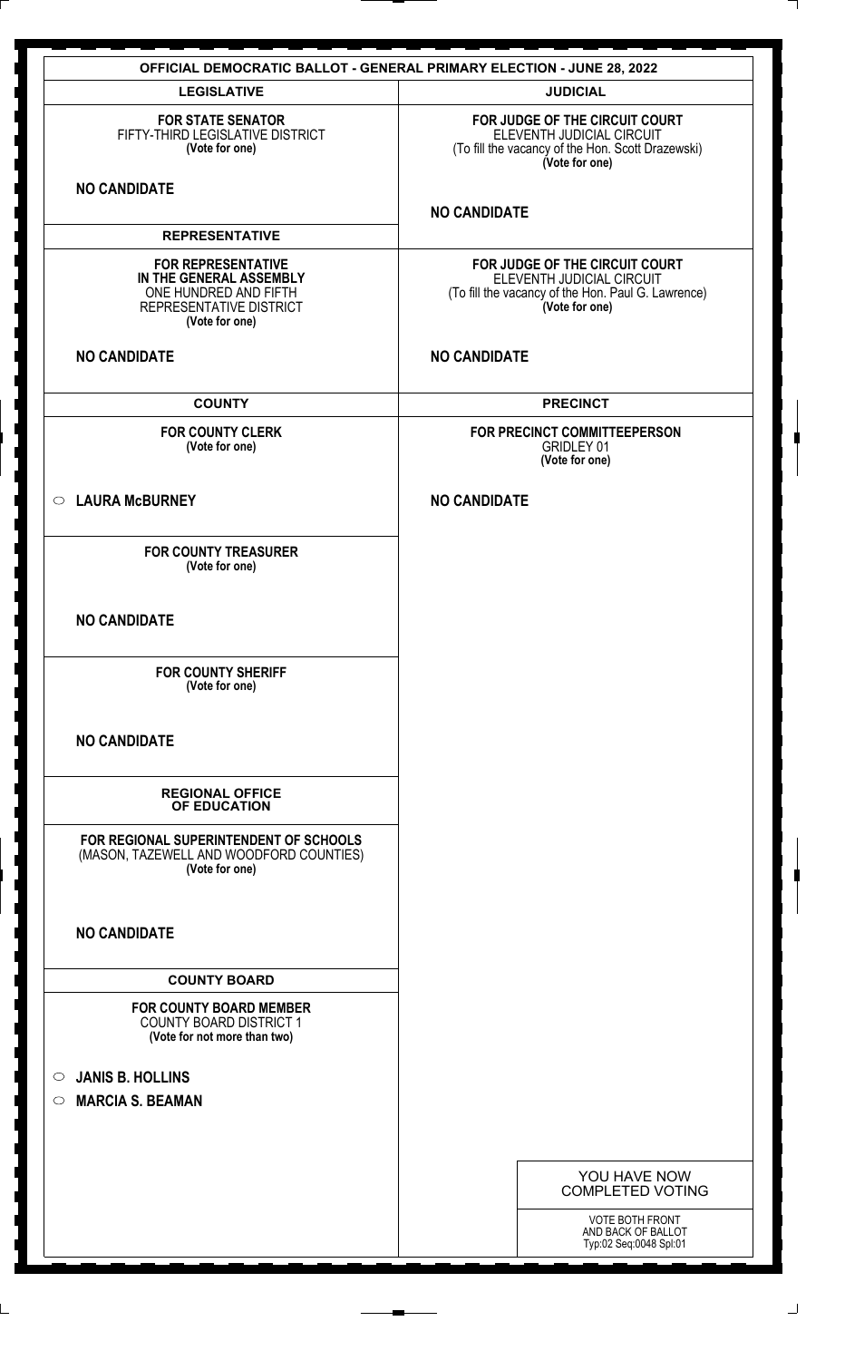## OFFICIAL DEMOCRATIC BALLOT - GENERAL PRIMARY ELECTION - JUNE 28, 2022

### LEGISLATIVE

**FOR STATE SENATOR**
FIFTY-THIRD LEGISLATIVE DISTRICT
**(Vote for one)**

**NO CANDIDATE**

### REPRESENTATIVE

**FOR REPRESENTATIVE IN THE GENERAL ASSEMBLY**
ONE HUNDRED AND FIFTH REPRESENTATIVE DISTRICT
**(Vote for one)**

**NO CANDIDATE**

### COUNTY

**FOR COUNTY CLERK**
**(Vote for one)**

- ○ **LAURA McBURNEY**

**FOR COUNTY TREASURER**
**(Vote for one)**

**NO CANDIDATE**

**FOR COUNTY SHERIFF**
**(Vote for one)**

**NO CANDIDATE**

### REGIONAL OFFICE OF EDUCATION

**FOR REGIONAL SUPERINTENDENT OF SCHOOLS**
(MASON, TAZEWELL AND WOODFORD COUNTIES)
**(Vote for one)**

**NO CANDIDATE**

### COUNTY BOARD

**FOR COUNTY BOARD MEMBER**
COUNTY BOARD DISTRICT 1
**(Vote for not more than two)**

- ○ **JANIS B. HOLLINS**
- ○ **MARCIA S. BEAMAN**

### JUDICIAL

**FOR JUDGE OF THE CIRCUIT COURT**
ELEVENTH JUDICIAL CIRCUIT
(To fill the vacancy of the Hon. Scott Drazewski)
**(Vote for one)**

**NO CANDIDATE**

**FOR JUDGE OF THE CIRCUIT COURT**
ELEVENTH JUDICIAL CIRCUIT
(To fill the vacancy of the Hon. Paul G. Lawrence)
**(Vote for one)**

**NO CANDIDATE**

### PRECINCT

**FOR PRECINCT COMMITTEEPERSON**
GRIDLEY 01
**(Vote for one)**

**NO CANDIDATE**

YOU HAVE NOW COMPLETED VOTING

VOTE BOTH FRONT AND BACK OF BALLOT
Typ:02 Seq:0048 Spl:01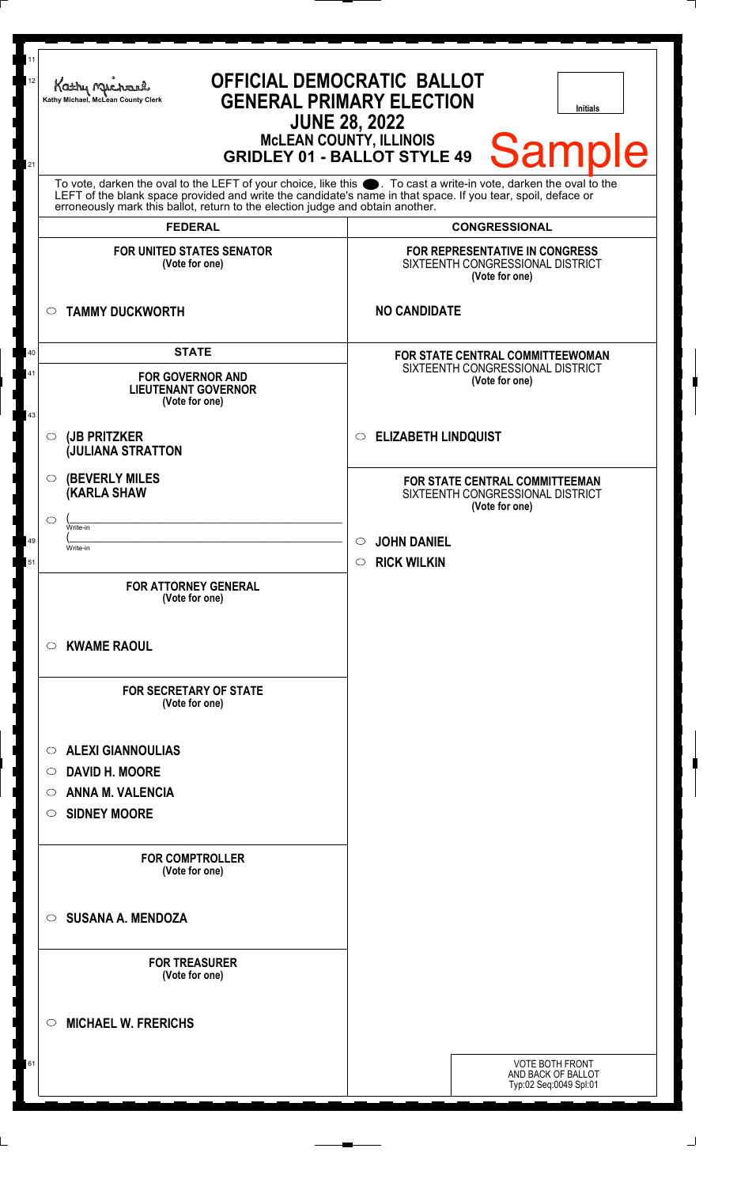Kathy Michael, McLean County Clerk

# OFFICIAL DEMOCRATIC BALLOT
## GENERAL PRIMARY ELECTION
## JUNE 28, 2022
## McLEAN COUNTY, ILLINOIS
## GRIDLEY 01 - BALLOT STYLE 49

Initials

Sample

To vote, darken the oval to the LEFT of your choice, like this ⬤. To cast a write-in vote, darken the oval to the LEFT of the blank space provided and write the candidate's name in that space. If you tear, spoil, deface or erroneously mark this ballot, return to the election judge and obtain another.

## FEDERAL

**FOR UNITED STATES SENATOR**
**(Vote for one)**

- ○ **TAMMY DUCKWORTH**

## STATE

**FOR GOVERNOR AND LIEUTENANT GOVERNOR**
**(Vote for one)**

- ○ **(JB PRITZKER**
  **(JULIANA STRATTON**
- ○ **(BEVERLY MILES**
  **(KARLA SHAW**
- ○ (\_\_\_\_\_\_\_\_\_\_\_\_\_\_\_\_\_\_\_\_ Write-in
  (\_\_\_\_\_\_\_\_\_\_\_\_\_\_\_\_\_\_\_\_ Write-in

**FOR ATTORNEY GENERAL**
**(Vote for one)**

- ○ **KWAME RAOUL**

**FOR SECRETARY OF STATE**
**(Vote for one)**

- ○ **ALEXI GIANNOULIAS**
- ○ **DAVID H. MOORE**
- ○ **ANNA M. VALENCIA**
- ○ **SIDNEY MOORE**

**FOR COMPTROLLER**
**(Vote for one)**

- ○ **SUSANA A. MENDOZA**

**FOR TREASURER**
**(Vote for one)**

- ○ **MICHAEL W. FRERICHS**

## CONGRESSIONAL

**FOR REPRESENTATIVE IN CONGRESS**
SIXTEENTH CONGRESSIONAL DISTRICT
**(Vote for one)**

**NO CANDIDATE**

**FOR STATE CENTRAL COMMITTEEWOMAN**
SIXTEENTH CONGRESSIONAL DISTRICT
**(Vote for one)**

- ○ **ELIZABETH LINDQUIST**

**FOR STATE CENTRAL COMMITTEEMAN**
SIXTEENTH CONGRESSIONAL DISTRICT
**(Vote for one)**

- ○ **JOHN DANIEL**
- ○ **RICK WILKIN**

VOTE BOTH FRONT AND BACK OF BALLOT
Typ:02 Seq:0049 Spl:01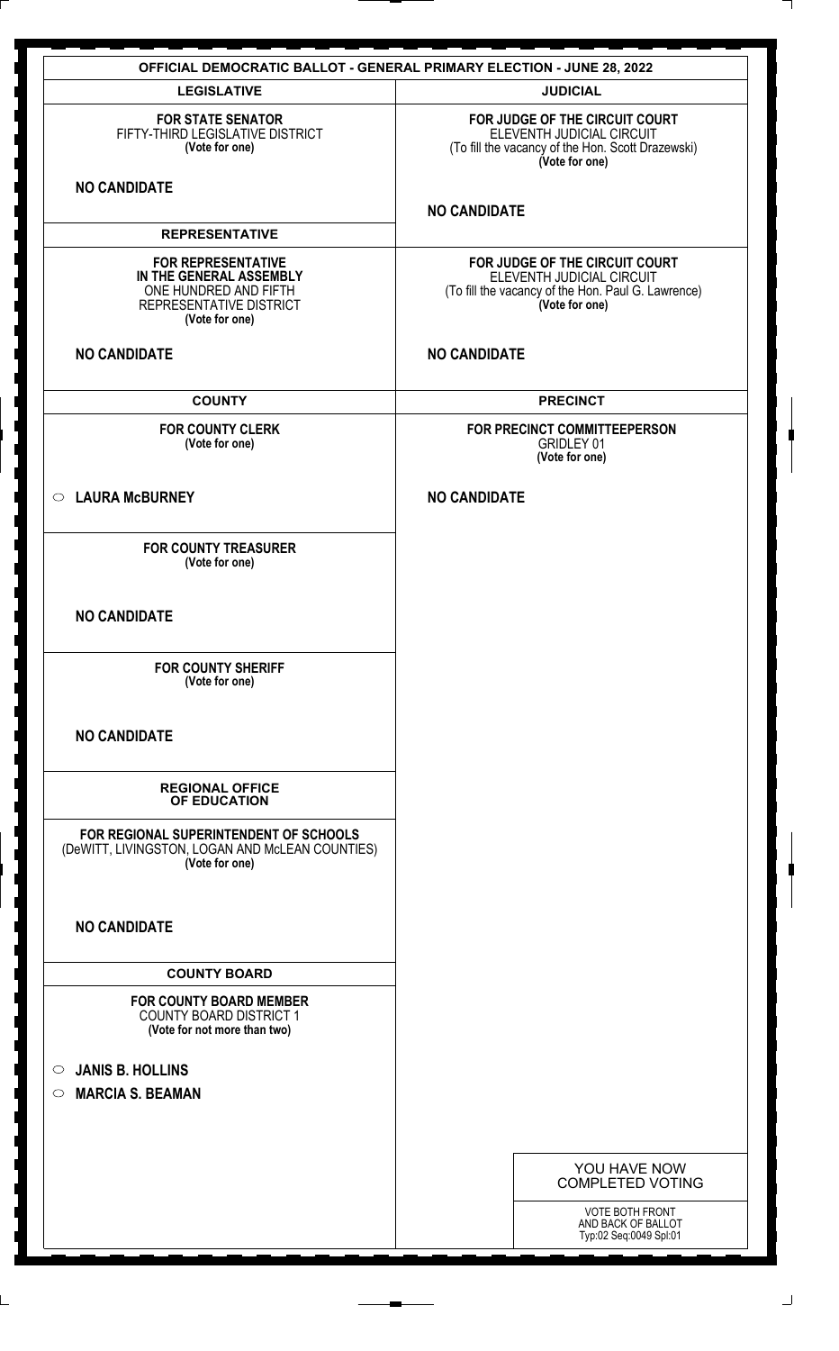# OFFICIAL DEMOCRATIC BALLOT - GENERAL PRIMARY ELECTION - JUNE 28, 2022

## LEGISLATIVE

**FOR STATE SENATOR**
FIFTY-THIRD LEGISLATIVE DISTRICT
**(Vote for one)**

**NO CANDIDATE**

## REPRESENTATIVE

**FOR REPRESENTATIVE IN THE GENERAL ASSEMBLY**
ONE HUNDRED AND FIFTH REPRESENTATIVE DISTRICT
**(Vote for one)**

**NO CANDIDATE**

## COUNTY

**FOR COUNTY CLERK**
**(Vote for one)**

- ○ **LAURA McBURNEY**

**FOR COUNTY TREASURER**
**(Vote for one)**

**NO CANDIDATE**

**FOR COUNTY SHERIFF**
**(Vote for one)**

**NO CANDIDATE**

## REGIONAL OFFICE OF EDUCATION

**FOR REGIONAL SUPERINTENDENT OF SCHOOLS**
(DeWITT, LIVINGSTON, LOGAN AND McLEAN COUNTIES)
**(Vote for one)**

**NO CANDIDATE**

## COUNTY BOARD

**FOR COUNTY BOARD MEMBER**
COUNTY BOARD DISTRICT 1
**(Vote for not more than two)**

- ○ **JANIS B. HOLLINS**
- ○ **MARCIA S. BEAMAN**

## JUDICIAL

**FOR JUDGE OF THE CIRCUIT COURT**
ELEVENTH JUDICIAL CIRCUIT
(To fill the vacancy of the Hon. Scott Drazewski)
**(Vote for one)**

**NO CANDIDATE**

**FOR JUDGE OF THE CIRCUIT COURT**
ELEVENTH JUDICIAL CIRCUIT
(To fill the vacancy of the Hon. Paul G. Lawrence)
**(Vote for one)**

**NO CANDIDATE**

## PRECINCT

**FOR PRECINCT COMMITTEEPERSON**
GRIDLEY 01
**(Vote for one)**

**NO CANDIDATE**

YOU HAVE NOW COMPLETED VOTING

VOTE BOTH FRONT AND BACK OF BALLOT
Typ:02 Seq:0049 Spl:01